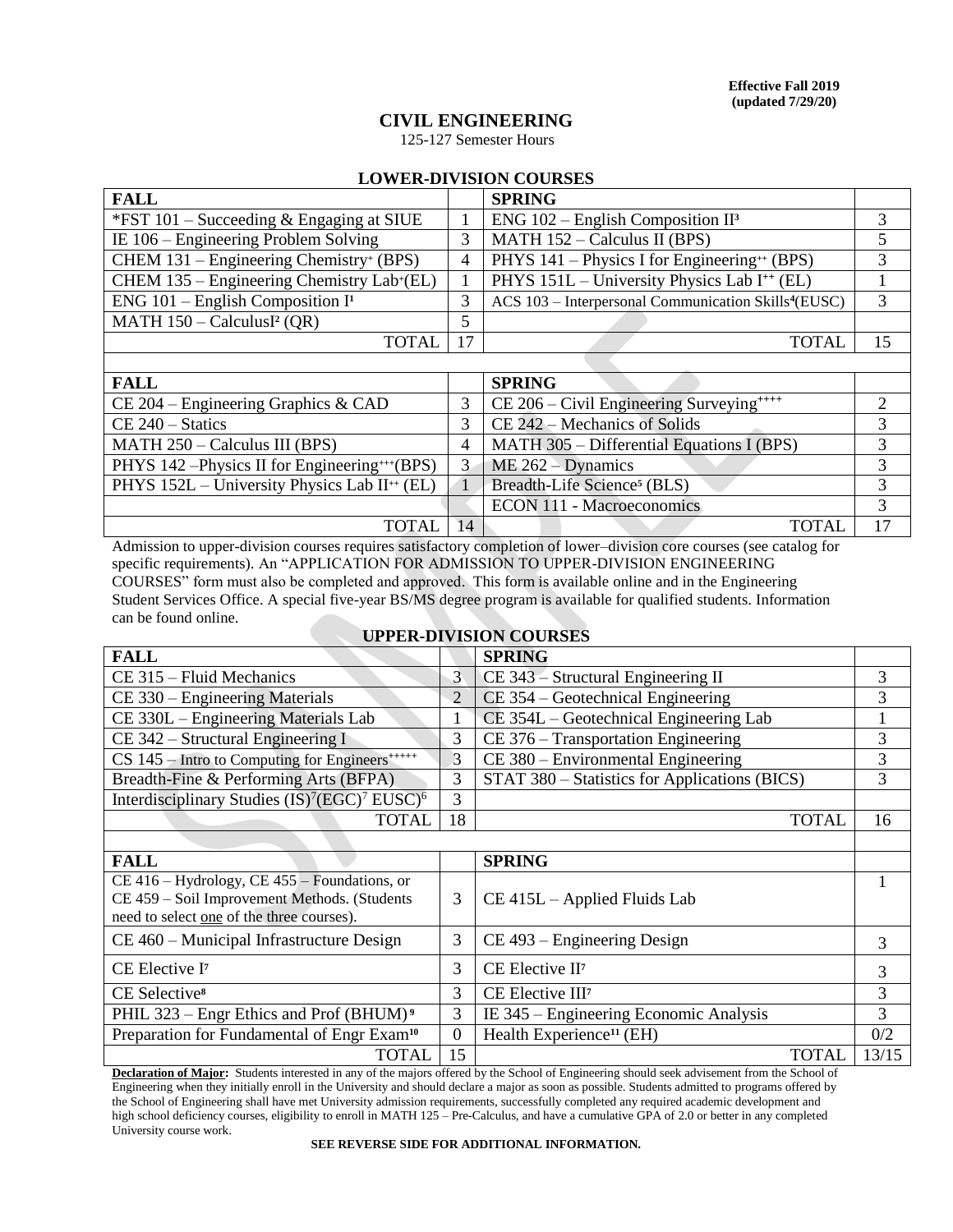**Effective Fall 2019**
**(updated 7/29/20)**

# CIVIL ENGINEERING

125-127 Semester Hours

## LOWER-DIVISION COURSES

| FALL | | SPRING | |
|---|---|---|---|
| *FST 101 – Succeeding & Engaging at SIUE | 1 | ENG 102 – English Composition II[3] | 3 |
| IE 106 – Engineering Problem Solving | 3 | MATH 152 – Calculus II (BPS) | 5 |
| CHEM 131 – Engineering Chemistry+ (BPS) | 4 | PHYS 141 – Physics I for Engineering++ (BPS) | 3 |
| CHEM 135 – Engineering Chemistry Lab+(EL) | 1 | PHYS 151L – University Physics Lab I++ (EL) | 1 |
| ENG 101 – English Composition I[1] | 3 | ACS 103 – Interpersonal Communication Skills[4](EUSC) | 3 |
| MATH 150 – CalculusI[2] (QR) | 5 | | |
| TOTAL | 17 | TOTAL | 15 |
| | | | |
| **FALL** | | **SPRING** | |
| CE 204 – Engineering Graphics & CAD | 3 | CE 206 – Civil Engineering Surveying++++ | 2 |
| CE 240 – Statics | 3 | CE 242 – Mechanics of Solids | 3 |
| MATH 250 – Calculus III (BPS) | 4 | MATH 305 – Differential Equations I (BPS) | 3 |
| PHYS 142 –Physics II for Engineering+++(BPS) | 3 | ME 262 – Dynamics | 3 |
| PHYS 152L – University Physics Lab II++ (EL) | 1 | Breadth-Life Science[5] (BLS) | 3 |
| | | ECON 111 - Macroeconomics | 3 |
| TOTAL | 14 | TOTAL | 17 |

Admission to upper-division courses requires satisfactory completion of lower–division core courses (see catalog for specific requirements). An "APPLICATION FOR ADMISSION TO UPPER-DIVISION ENGINEERING COURSES" form must also be completed and approved. This form is available online and in the Engineering Student Services Office. A special five-year BS/MS degree program is available for qualified students. Information can be found online.

## UPPER-DIVISION COURSES

| FALL | | SPRING | |
|---|---|---|---|
| CE 315 – Fluid Mechanics | 3 | CE 343 – Structural Engineering II | 3 |
| CE 330 – Engineering Materials | 2 | CE 354 – Geotechnical Engineering | 3 |
| CE 330L – Engineering Materials Lab | 1 | CE 354L – Geotechnical Engineering Lab | 1 |
| CE 342 – Structural Engineering I | 3 | CE 376 – Transportation Engineering | 3 |
| CS 145 – Intro to Computing for Engineers+++++ | 3 | CE 380 – Environmental Engineering | 3 |
| Breadth-Fine & Performing Arts (BFPA) | 3 | STAT 380 – Statistics for Applications (BICS) | 3 |
| Interdisciplinary Studies (IS)[7](EGC)[7] EUSC)[6] | 3 | | |
| TOTAL | 18 | TOTAL | 16 |
| | | | |
| **FALL** | | **SPRING** | |
| CE 416 – Hydrology, CE 455 – Foundations, or CE 459 – Soil Improvement Methods. (Students need to select one of the three courses). | 3 | CE 415L – Applied Fluids Lab | 1 |
| CE 460 – Municipal Infrastructure Design | 3 | CE 493 – Engineering Design | 3 |
| CE Elective I[7] | 3 | CE Elective II[7] | 3 |
| CE Selective[8] | 3 | CE Elective III[7] | 3 |
| PHIL 323 – Engr Ethics and Prof (BHUM)[9] | 3 | IE 345 – Engineering Economic Analysis | 3 |
| Preparation for Fundamental of Engr Exam[10] | 0 | Health Experience[11] (EH) | 0/2 |
| TOTAL | 15 | TOTAL | 13/15 |

**Declaration of Major:** Students interested in any of the majors offered by the School of Engineering should seek advisement from the School of Engineering when they initially enroll in the University and should declare a major as soon as possible. Students admitted to programs offered by the School of Engineering shall have met University admission requirements, successfully completed any required academic development and high school deficiency courses, eligibility to enroll in MATH 125 – Pre-Calculus, and have a cumulative GPA of 2.0 or better in any completed University course work.

**SEE REVERSE SIDE FOR ADDITIONAL INFORMATION.**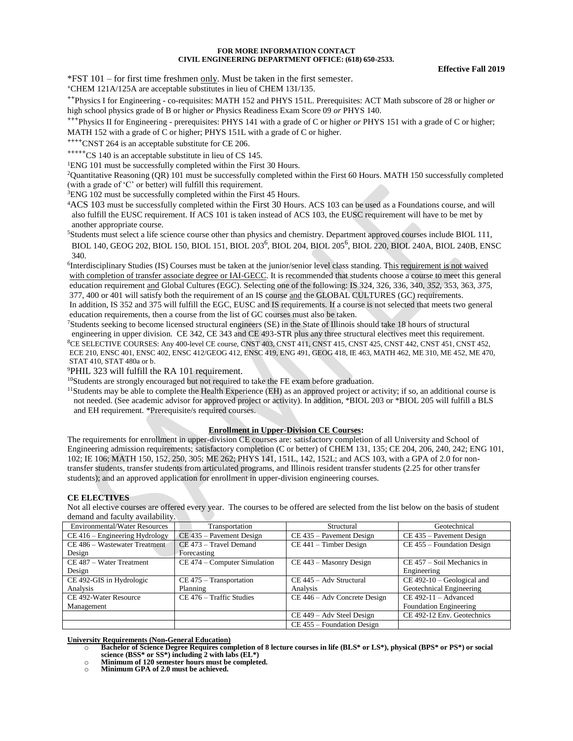**FOR MORE INFORMATION CONTACT**
**CIVIL ENGINEERING DEPARTMENT OFFICE: (618) 650-2533.**

**Effective Fall 2019**

*FST 101 – for first time freshmen only. Must be taken in the first semester.

+CHEM 121A/125A are acceptable substitutes in lieu of CHEM 131/135.

++Physics I for Engineering - co-requisites: MATH 152 and PHYS 151L. Prerequisites: ACT Math subscore of 28 or higher *or* high school physics grade of B or higher *or* Physics Readiness Exam Score 09 *or* PHYS 140.

+++Physics II for Engineering - prerequisites: PHYS 141 with a grade of C or higher *or* PHYS 151 with a grade of C or higher; MATH 152 with a grade of C or higher; PHYS 151L with a grade of C or higher.

++++CNST 264 is an acceptable substitute for CE 206.

+++++CS 140 is an acceptable substitute in lieu of CS 145.

[1]ENG 101 must be successfully completed within the First 30 Hours.

[2]Quantitative Reasoning (QR) 101 must be successfully completed within the First 60 Hours. MATH 150 successfully completed (with a grade of 'C' or better) will fulfill this requirement.

[3]ENG 102 must be successfully completed within the First 45 Hours.

[4]ACS 103 must be successfully completed within the First 30 Hours. ACS 103 can be used as a Foundations course, and will also fulfill the EUSC requirement. If ACS 101 is taken instead of ACS 103, the EUSC requirement will have to be met by another appropriate course.

[5]Students must select a life science course other than physics and chemistry. Department approved courses include BIOL 111, BIOL 140, GEOG 202, BIOL 150, BIOL 151, BIOL 203[6], BIOL 204, BIOL 205[6], BIOL 220, BIOL 240A, BIOL 240B, ENSC 340.

[6]Interdisciplinary Studies (IS) Courses must be taken at the junior/senior level class standing. This requirement is not waived with completion of transfer associate degree or IAI-GECC. It is recommended that students choose a course to meet this general education requirement and Global Cultures (EGC). Selecting one of the following: IS 324, 326, 336, 340, *352*, 353, 363, *375*, 377, 400 or 401 will satisfy both the requirement of an IS course and the GLOBAL CULTURES (GC) requirements. In addition, IS 352 and 375 will fulfill the EGC, EUSC and IS requirements. If a course is not selected that meets two general education requirements, then a course from the list of GC courses must also be taken.

[7]Students seeking to become licensed structural engineers (SE) in the State of Illinois should take 18 hours of structural engineering in upper division. CE 342, CE 343 and CE 493-STR plus any three structural electives meet this requirement.

[8]CE SELECTIVE COURSES: Any 400-level CE course, CNST 403, CNST 411, CNST 415, CNST 425, CNST 442, CNST 451, CNST 452, ECE 210, ENSC 401, ENSC 402, ENSC 412/GEOG 412, ENSC 419, ENG 491, GEOG 418, IE 463, MATH 462, ME 310, ME 452, ME 470, STAT 410, STAT 480a or b.

[9]PHIL 323 will fulfill the RA 101 requirement.

[10]Students are strongly encouraged but not required to take the FE exam before graduation.

[11]Students may be able to complete the Health Experience (EH) as an approved project or activity; if so, an additional course is not needed. (See academic advisor for approved project or activity). In addition, *BIOL 203 or *BIOL 205 will fulfill a BLS and EH requirement. *Prerequisite/s required courses.

**Enrollment in Upper-Division CE Courses:**

The requirements for enrollment in upper-division CE courses are: satisfactory completion of all University and School of Engineering admission requirements; satisfactory completion (C or better) of CHEM 131, 135; CE 204, 206, 240, 242; ENG 101, 102; IE 106; MATH 150, 152, 250, 305; ME 262; PHYS 141, 151L, 142, 152L; and ACS 103, with a GPA of 2.0 for non-transfer students, transfer students from articulated programs, and Illinois resident transfer students (2.25 for other transfer students); and an approved application for enrollment in upper-division engineering courses.

**CE ELECTIVES**

Not all elective courses are offered every year. The courses to be offered are selected from the list below on the basis of student demand and faculty availability.

| Environmental/Water Resources | Transportation | Structural | Geotechnical |
|---|---|---|---|
| CE 416 – Engineering Hydrology | CE 435 – Pavement Design | CE 435 – Pavement Design | CE 435 – Pavement Design |
| CE 486 – Wastewater Treatment Design | CE 473 – Travel Demand Forecasting | CE 441 – Timber Design | CE 455 – Foundation Design |
| CE 487 – Water Treatment Design | CE 474 – Computer Simulation | CE 443 – Masonry Design | CE 457 – Soil Mechanics in Engineering |
| CE 492-GIS in Hydrologic Analysis | CE 475 – Transportation Planning | CE 445 – Adv Structural Analysis | CE 492-10 – Geological and Geotechnical Engineering |
| CE 492-Water Resource Management | CE 476 – Traffic Studies | CE 446 – Adv Concrete Design | CE 492-11 – Advanced Foundation Engineering |
| | | CE 449 – Adv Steel Design | CE 492-12 Env. Geotechnics |
| | | CE 455 – Foundation Design | |

**University Requirements (Non-General Education)**

- **Bachelor of Science Degree Requires completion of 8 lecture courses in life (BLS* or LS*), physical (BPS* or PS*) or social science (BSS* or SS*) including 2 with labs (EL*)**
- **Minimum of 120 semester hours must be completed.**
- **Minimum GPA of 2.0 must be achieved.**